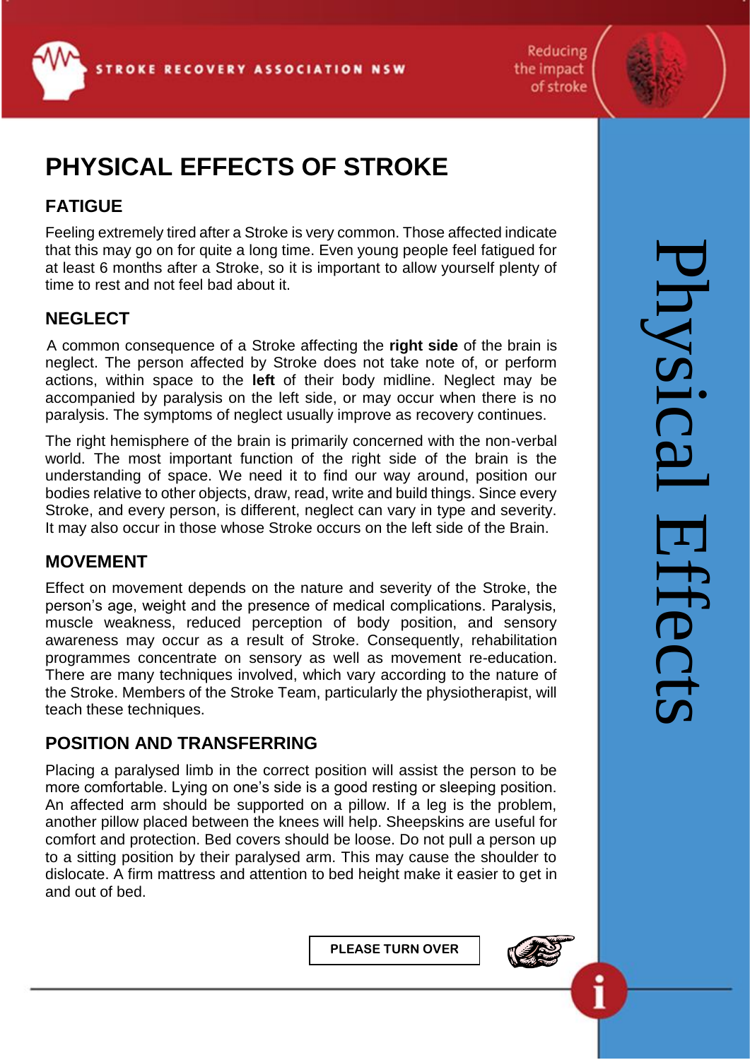# PHYSICAL EFFECTS OF STROKE

## FATIGUE

Feeling extremely tired after a Stroke is very common. Those affected indicate that this may go on for quite a long time. Even young people feel fatigued for at least 6 months after a Stroke, so it is important to allow yourself plenty of time to rest and not feel bad about it.

## NEGLECT

A common consequence of a Stroke affecting the **right side** of the brain is neglect. The person affected by Stroke does not take note of, or perform actions, within space to the **left** of their body midline. Neglect may be accompanied by paralysis on the left side, or may occur when there is no paralysis. The symptoms of neglect usually improve as recovery continues.

The right hemisphere of the brain is primarily concerned with the non-verbal world. The most important function of the right side of the brain is the understanding of space. We need it to find our way around, position our bodies relative to other objects, draw, read, write and build things. Since every Stroke, and every person, is different, neglect can vary in type and severity. It may also occur in those whose Stroke occurs on the left side of the Brain.

## MOVEMENT

Effect on movement depends on the nature and severity of the Stroke, the person's age, weight and the presence of medical complications. Paralysis, muscle weakness, reduced perception of body position, and sensory awareness may occur as a result of Stroke. Consequently, rehabilitation programmes concentrate on sensory as well as movement re-education. There are many techniques involved, which vary according to the nature of the Stroke. Members of the Stroke Team, particularly the physiotherapist, will teach these techniques.

## POSITION AND TRANSFERRING

Placing a paralysed limb in the correct position will assist the person to be more comfortable. Lying on one's side is a good resting or sleeping position. An affected arm should be supported on a pillow. If a leg is the problem, another pillow placed between the knees will help. Sheepskins are useful for comfort and protection. Bed covers should be loose. Do not pull a person up to a sitting position by their paralysed arm. This may cause the shoulder to dislocate. A firm mattress and attention to bed height make it easier to get in and out of bed.

**PLEASE TURN OVER**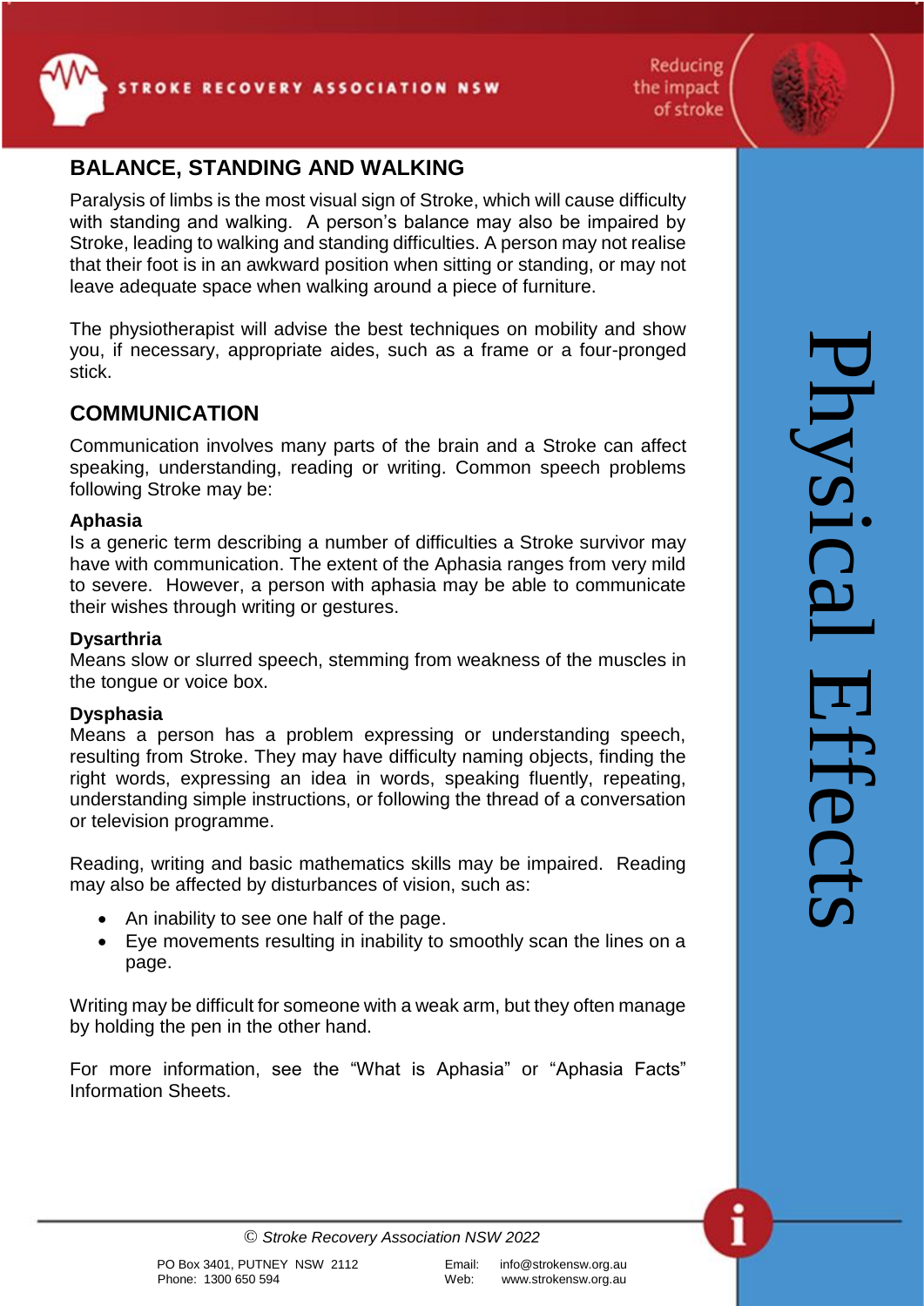## BALANCE, STANDING AND WALKING

Paralysis of limbs is the most visual sign of Stroke, which will cause difficulty with standing and walking. A person's balance may also be impaired by Stroke, leading to walking and standing difficulties. A person may not realise that their foot is in an awkward position when sitting or standing, or may not leave adequate space when walking around a piece of furniture.

The physiotherapist will advise the best techniques on mobility and show you, if necessary, appropriate aides, such as a frame or a four-pronged stick.

## COMMUNICATION

Communication involves many parts of the brain and a Stroke can affect speaking, understanding, reading or writing. Common speech problems following Stroke may be:

**Aphasia**
Is a generic term describing a number of difficulties a Stroke survivor may have with communication. The extent of the Aphasia ranges from very mild to severe. However, a person with aphasia may be able to communicate their wishes through writing or gestures.

**Dysarthria**
Means slow or slurred speech, stemming from weakness of the muscles in the tongue or voice box.

**Dysphasia**
Means a person has a problem expressing or understanding speech, resulting from Stroke. They may have difficulty naming objects, finding the right words, expressing an idea in words, speaking fluently, repeating, understanding simple instructions, or following the thread of a conversation or television programme.

Reading, writing and basic mathematics skills may be impaired. Reading may also be affected by disturbances of vision, such as:

- An inability to see one half of the page.
- Eye movements resulting in inability to smoothly scan the lines on a page.

Writing may be difficult for someone with a weak arm, but they often manage by holding the pen in the other hand.

For more information, see the "What is Aphasia" or "Aphasia Facts" Information Sheets.